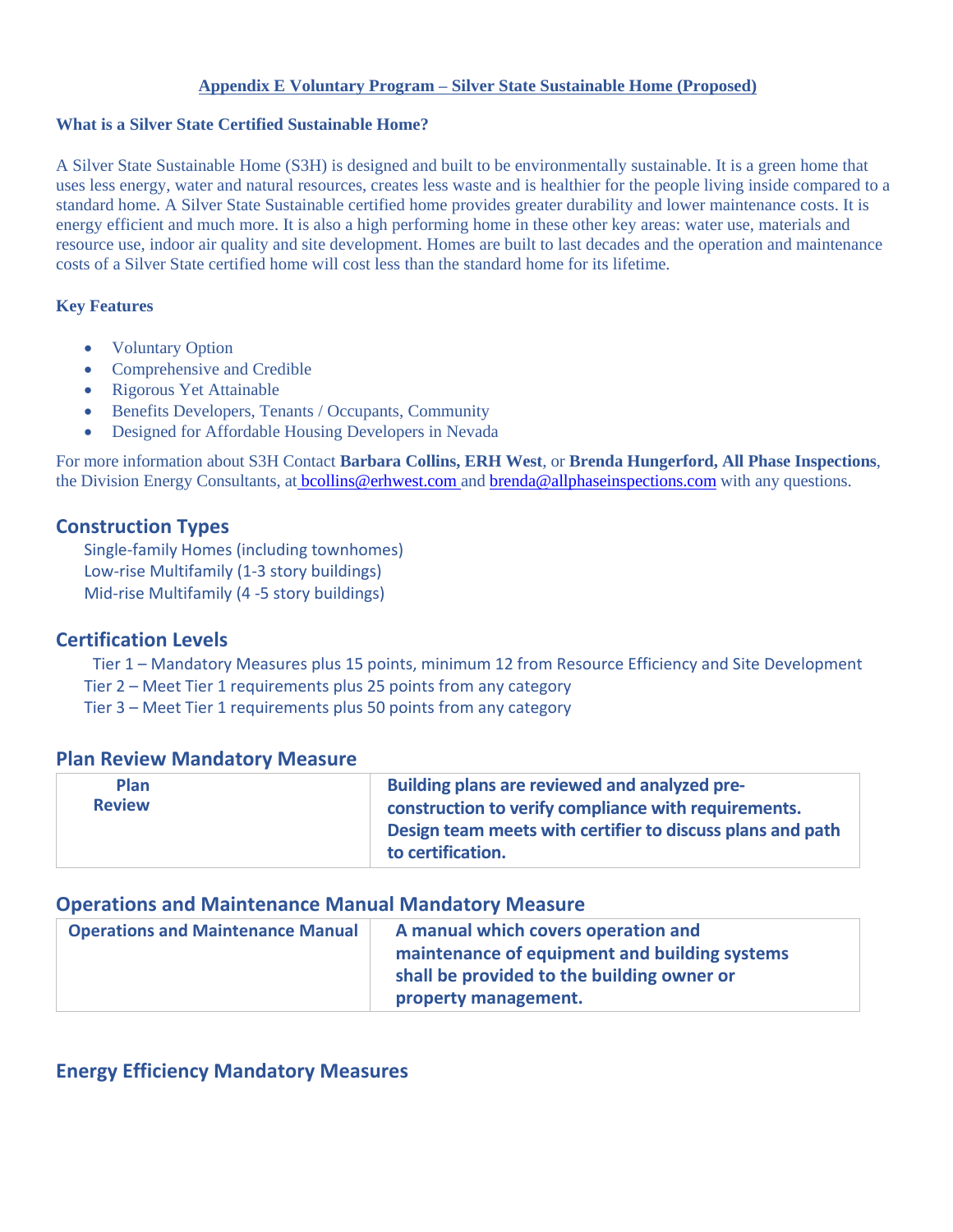# Appendix E Voluntary Program – Silver State Sustainable Home (Proposed)

### What is a Silver State Certified Sustainable Home?

A Silver State Sustainable Home (S3H) is designed and built to be environmentally sustainable. It is a green home that uses less energy, water and natural resources, creates less waste and is healthier for the people living inside compared to a standard home. A Silver State Sustainable certified home provides greater durability and lower maintenance costs. It is energy efficient and much more. It is also a high performing home in these other key areas: water use, materials and resource use, indoor air quality and site development. Homes are built to last decades and the operation and maintenance costs of a Silver State certified home will cost less than the standard home for its lifetime.

### Key Features

- Voluntary Option
- Comprehensive and Credible
- Rigorous Yet Attainable
- Benefits Developers, Tenants / Occupants, Community
- Designed for Affordable Housing Developers in Nevada

For more information about S3H Contact **Barbara Collins, ERH West**, or **Brenda Hungerford, All Phase Inspections**, the Division Energy Consultants, at bcollins@erhwest.com and brenda@allphaseinspections.com with any questions.

## Construction Types

Single-family Homes (including townhomes)
Low-rise Multifamily (1-3 story buildings)
Mid-rise Multifamily (4 -5 story buildings)

## Certification Levels

Tier 1 – Mandatory Measures plus 15 points, minimum 12 from Resource Efficiency and Site Development
Tier 2 – Meet Tier 1 requirements plus 25 points from any category
Tier 3 – Meet Tier 1 requirements plus 50 points from any category

## Plan Review Mandatory Measure

| Plan Review | Building plans are reviewed and analyzed pre-construction to verify compliance with requirements. Design team meets with certifier to discuss plans and path to certification. |
|---|---|

## Operations and Maintenance Manual Mandatory Measure

| Operations and Maintenance Manual | A manual which covers operation and maintenance of equipment and building systems shall be provided to the building owner or property management. |
|---|---|

## Energy Efficiency Mandatory Measures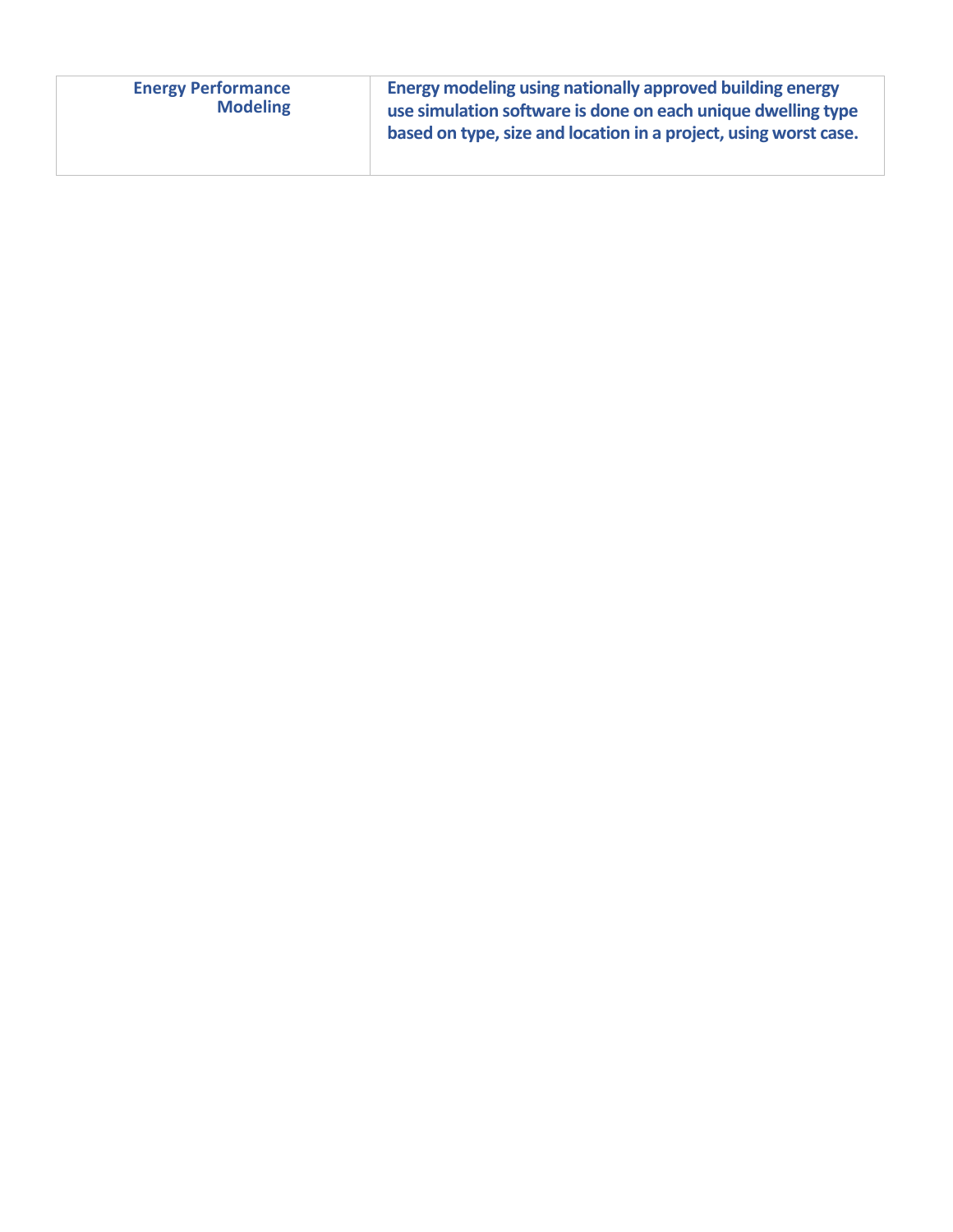| | |
|---|---|
| **Energy Performance Modeling** | **Energy modeling using nationally approved building energy use simulation software is done on each unique dwelling type based on type, size and location in a project, using worst case.** |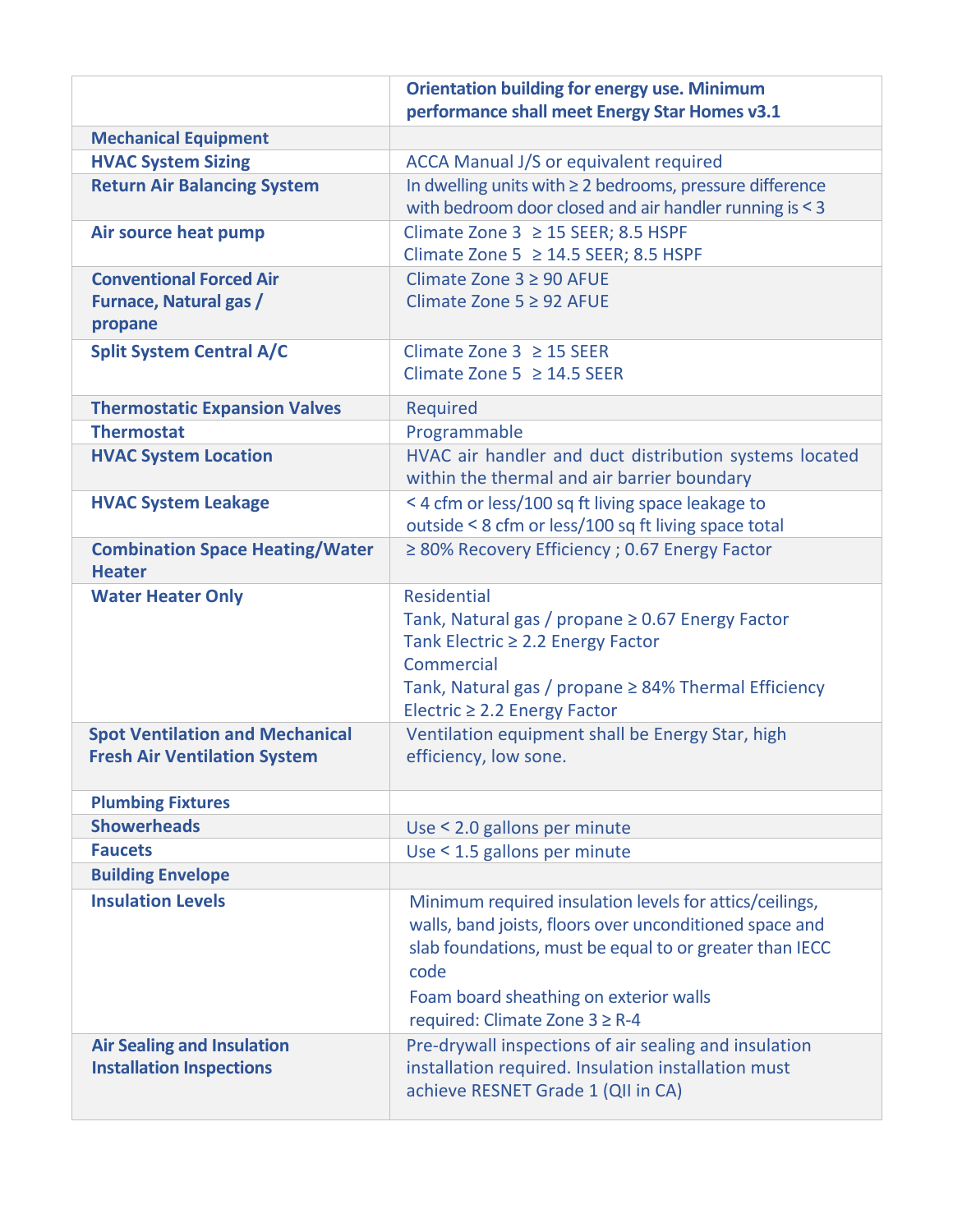| | Orientation building for energy use. Minimum performance shall meet Energy Star Homes v3.1 |
|---|---|
| **Mechanical Equipment** | |
| **HVAC System Sizing** | ACCA Manual J/S or equivalent required |
| **Return Air Balancing System** | In dwelling units with ≥ 2 bedrooms, pressure difference with bedroom door closed and air handler running is < 3 |
| **Air source heat pump** | Climate Zone 3 ≥ 15 SEER; 8.5 HSPF<br>Climate Zone 5 ≥ 14.5 SEER; 8.5 HSPF |
| **Conventional Forced Air Furnace, Natural gas / propane** | Climate Zone 3 ≥ 90 AFUE<br>Climate Zone 5 ≥ 92 AFUE |
| **Split System Central A/C** | Climate Zone 3 ≥ 15 SEER<br>Climate Zone 5 ≥ 14.5 SEER |
| **Thermostatic Expansion Valves** | Required |
| **Thermostat** | Programmable |
| **HVAC System Location** | HVAC air handler and duct distribution systems located within the thermal and air barrier boundary |
| **HVAC System Leakage** | < 4 cfm or less/100 sq ft living space leakage to outside < 8 cfm or less/100 sq ft living space total |
| **Combination Space Heating/Water Heater** | ≥ 80% Recovery Efficiency ; 0.67 Energy Factor |
| **Water Heater Only** | Residential<br>Tank, Natural gas / propane ≥ 0.67 Energy Factor<br>Tank Electric ≥ 2.2 Energy Factor<br>Commercial<br>Tank, Natural gas / propane ≥ 84% Thermal Efficiency<br>Electric ≥ 2.2 Energy Factor |
| **Spot Ventilation and Mechanical Fresh Air Ventilation System** | Ventilation equipment shall be Energy Star, high efficiency, low sone. |
| **Plumbing Fixtures** | |
| **Showerheads** | Use < 2.0 gallons per minute |
| **Faucets** | Use < 1.5 gallons per minute |
| **Building Envelope** | |
| **Insulation Levels** | Minimum required insulation levels for attics/ceilings, walls, band joists, floors over unconditioned space and slab foundations, must be equal to or greater than IECC code<br>Foam board sheathing on exterior walls required: Climate Zone 3 ≥ R-4 |
| **Air Sealing and Insulation Installation Inspections** | Pre-drywall inspections of air sealing and insulation installation required. Insulation installation must achieve RESNET Grade 1 (QII in CA) |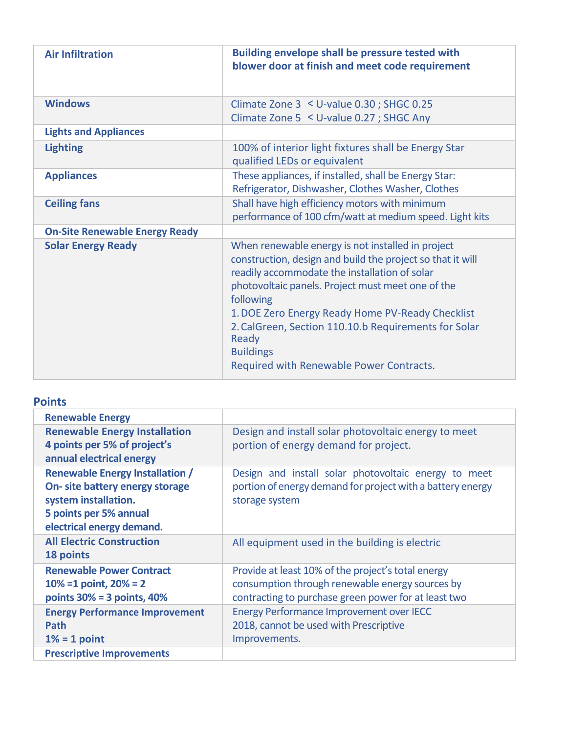| | |
|---|---|
| **Air Infiltration** | **Building envelope shall be pressure tested with blower door at finish and meet code requirement** |
| **Windows** | Climate Zone 3 < U-value 0.30 ; SHGC 0.25<br>Climate Zone 5 < U-value 0.27 ; SHGC Any |
| **Lights and Appliances** | |
| **Lighting** | 100% of interior light fixtures shall be Energy Star qualified LEDs or equivalent |
| **Appliances** | These appliances, if installed, shall be Energy Star: Refrigerator, Dishwasher, Clothes Washer, Clothes |
| **Ceiling fans** | Shall have high efficiency motors with minimum performance of 100 cfm/watt at medium speed. Light kits |
| **On-Site Renewable Energy Ready** | |
| **Solar Energy Ready** | When renewable energy is not installed in project construction, design and build the project so that it will readily accommodate the installation of solar photovoltaic panels. Project must meet one of the following<br>1. DOE Zero Energy Ready Home PV-Ready Checklist<br>2. CalGreen, Section 110.10.b Requirements for Solar Ready<br>Buildings<br>Required with Renewable Power Contracts. |

## Points

| | |
|---|---|
| **Renewable Energy** | |
| **Renewable Energy Installation**<br>**4 points per 5% of project's annual electrical energy** | Design and install solar photovoltaic energy to meet portion of energy demand for project. |
| **Renewable Energy Installation / On- site battery energy storage system installation.**<br>**5 points per 5% annual electrical energy demand.** | Design and install solar photovoltaic energy to meet portion of energy demand for project with a battery energy storage system |
| **All Electric Construction**<br>**18 points** | All equipment used in the building is electric |
| **Renewable Power Contract**<br>**10% =1 point, 20% = 2 points 30% = 3 points, 40%** | Provide at least 10% of the project's total energy consumption through renewable energy sources by contracting to purchase green power for at least two |
| **Energy Performance Improvement Path**<br>**1% = 1 point** | Energy Performance Improvement over IECC 2018, cannot be used with Prescriptive Improvements. |
| **Prescriptive Improvements** | |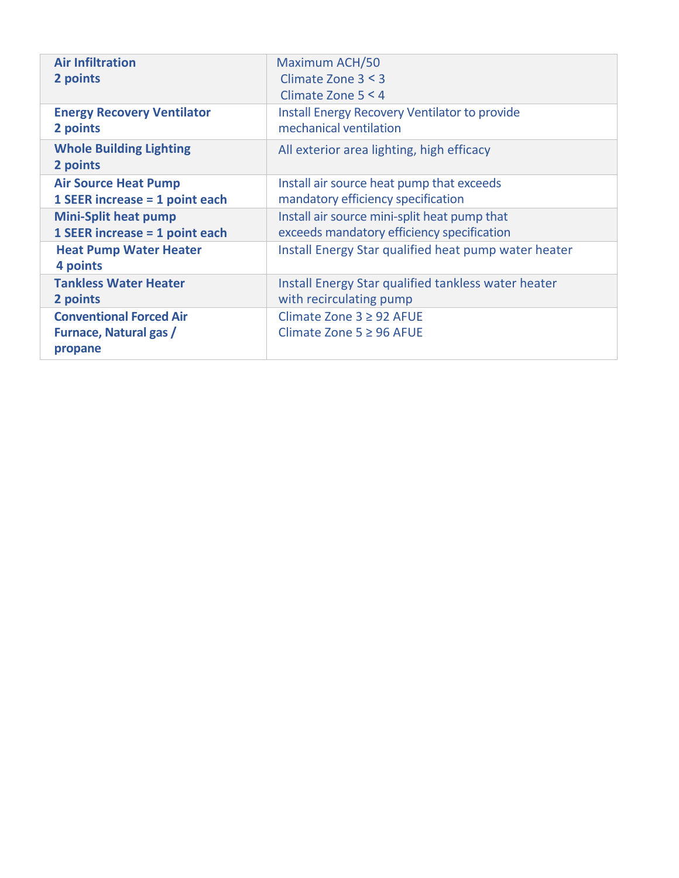| | |
|---|---|
| **Air Infiltration**<br>**2 points** | Maximum ACH/50<br>Climate Zone 3 < 3<br>Climate Zone 5 < 4 |
| **Energy Recovery Ventilator**<br>**2 points** | Install Energy Recovery Ventilator to provide mechanical ventilation |
| **Whole Building Lighting**<br>**2 points** | All exterior area lighting, high efficacy |
| **Air Source Heat Pump**<br>**1 SEER increase = 1 point each** | Install air source heat pump that exceeds mandatory efficiency specification |
| **Mini-Split heat pump**<br>**1 SEER increase = 1 point each** | Install air source mini-split heat pump that exceeds mandatory efficiency specification |
| **Heat Pump Water Heater**<br>**4 points** | Install Energy Star qualified heat pump water heater |
| **Tankless Water Heater**<br>**2 points** | Install Energy Star qualified tankless water heater with recirculating pump |
| **Conventional Forced Air Furnace, Natural gas / propane** | Climate Zone 3 ≥ 92 AFUE<br>Climate Zone 5 ≥ 96 AFUE |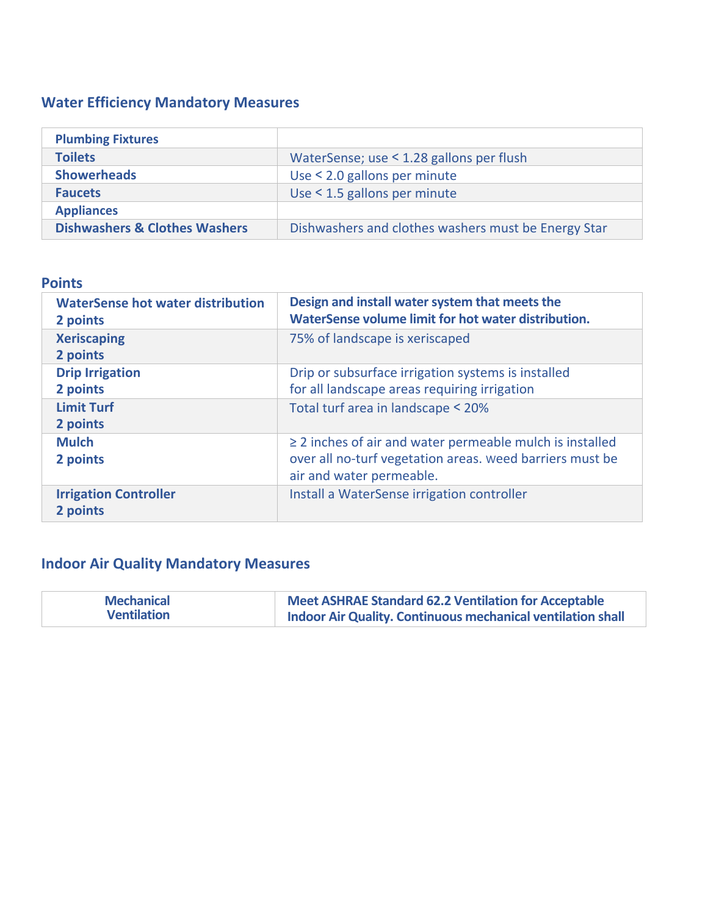## Water Efficiency Mandatory Measures

| **Plumbing Fixtures** | |
|---|---|
| **Toilets** | WaterSense; use < 1.28 gallons per flush |
| **Showerheads** | Use < 2.0 gallons per minute |
| **Faucets** | Use < 1.5 gallons per minute |
| **Appliances** | |
| **Dishwashers & Clothes Washers** | Dishwashers and clothes washers must be Energy Star |

## Points

| | |
|---|---|
| **WaterSense hot water distribution**<br>**2 points** | **Design and install water system that meets the WaterSense volume limit for hot water distribution.** |
| **Xeriscaping**<br>**2 points** | 75% of landscape is xeriscaped |
| **Drip Irrigation**<br>**2 points** | Drip or subsurface irrigation systems is installed for all landscape areas requiring irrigation |
| **Limit Turf**<br>**2 points** | Total turf area in landscape < 20% |
| **Mulch**<br>**2 points** | ≥ 2 inches of air and water permeable mulch is installed over all no-turf vegetation areas. weed barriers must be air and water permeable. |
| **Irrigation Controller**<br>**2 points** | Install a WaterSense irrigation controller |

## Indoor Air Quality Mandatory Measures

| | |
|---|---|
| **Mechanical Ventilation** | **Meet ASHRAE Standard 62.2 Ventilation for Acceptable Indoor Air Quality. Continuous mechanical ventilation shall** |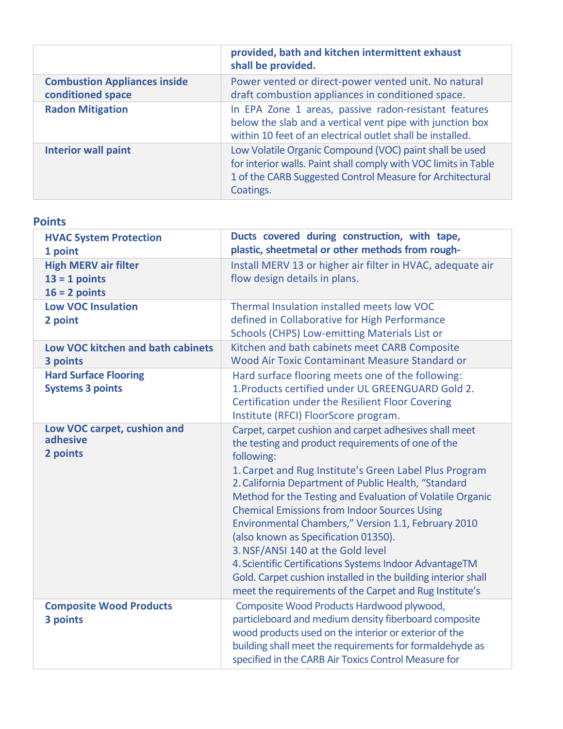| | |
|---|---|
| | **provided, bath and kitchen intermittent exhaust shall be provided.** |
| **Combustion Appliances inside conditioned space** | Power vented or direct-power vented unit. No natural draft combustion appliances in conditioned space. |
| **Radon Mitigation** | In EPA Zone 1 areas, passive radon-resistant features below the slab and a vertical vent pipe with junction box within 10 feet of an electrical outlet shall be installed. |
| **Interior wall paint** | Low Volatile Organic Compound (VOC) paint shall be used for interior walls. Paint shall comply with VOC limits in Table 1 of the CARB Suggested Control Measure for Architectural Coatings. |

### Points

| | |
|---|---|
| **HVAC System Protection**<br>**1 point** | **Ducts covered during construction, with tape, plastic, sheetmetal or other methods from rough-** |
| **High MERV air filter**<br>**13 = 1 points**<br>**16 = 2 points** | Install MERV 13 or higher air filter in HVAC, adequate air flow design details in plans. |
| **Low VOC Insulation**<br>**2 point** | Thermal Insulation installed meets low VOC defined in Collaborative for High Performance Schools (CHPS) Low-emitting Materials List or |
| **Low VOC kitchen and bath cabinets**<br>**3 points** | Kitchen and bath cabinets meet CARB Composite Wood Air Toxic Contaminant Measure Standard or |
| **Hard Surface Flooring Systems 3 points** | Hard surface flooring meets one of the following:<br>1.Products certified under UL GREENGUARD Gold 2. Certification under the Resilient Floor Covering Institute (RFCI) FloorScore program. |
| **Low VOC carpet, cushion and adhesive**<br>**2 points** | Carpet, carpet cushion and carpet adhesives shall meet the testing and product requirements of one of the following:<br>1. Carpet and Rug Institute's Green Label Plus Program<br>2. California Department of Public Health, "Standard Method for the Testing and Evaluation of Volatile Organic Chemical Emissions from Indoor Sources Using Environmental Chambers," Version 1.1, February 2010 (also known as Specification 01350).<br>3. NSF/ANSI 140 at the Gold level<br>4. Scientific Certifications Systems Indoor AdvantageTM Gold. Carpet cushion installed in the building interior shall meet the requirements of the Carpet and Rug Institute's |
| **Composite Wood Products**<br>**3 points** | Composite Wood Products Hardwood plywood, particleboard and medium density fiberboard composite wood products used on the interior or exterior of the building shall meet the requirements for formaldehyde as specified in the CARB Air Toxics Control Measure for |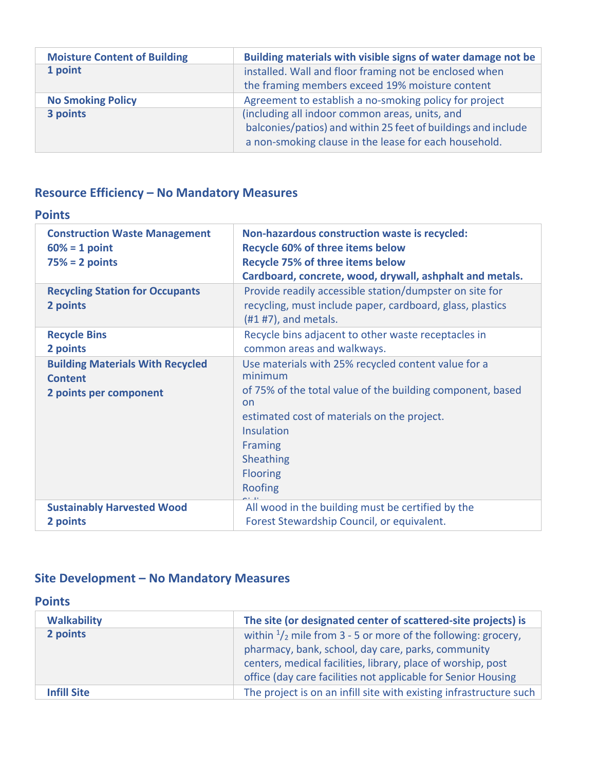| Moisture Content of Building | Building materials with visible signs of water damage not be |
|---|---|
| 1 point | installed. Wall and floor framing not be enclosed when the framing members exceed 19% moisture content |
| **No Smoking Policy** | Agreement to establish a no-smoking policy for project |
| **3 points** | (including all indoor common areas, units, and balconies/patios) and within 25 feet of buildings and include a non-smoking clause in the lease for each household. |

## Resource Efficiency – No Mandatory Measures

### Points

| Construction Waste Management<br>60% = 1 point<br>75% = 2 points | Non-hazardous construction waste is recycled:<br>Recycle 60% of three items below<br>Recycle 75% of three items below<br>Cardboard, concrete, wood, drywall, ashphalt and metals. |
|---|---|
| **Recycling Station for Occupants**<br>**2 points** | Provide readily accessible station/dumpster on site for recycling, must include paper, cardboard, glass, plastics (#1 #7), and metals. |
| **Recycle Bins**<br>**2 points** | Recycle bins adjacent to other waste receptacles in common areas and walkways. |
| **Building Materials With Recycled Content**<br>**2 points per component** | Use materials with 25% recycled content value for a minimum of 75% of the total value of the building component, based on estimated cost of materials on the project.<br>Insulation<br>Framing<br>Sheathing<br>Flooring<br>Roofing |
| **Sustainably Harvested Wood**<br>**2 points** | All wood in the building must be certified by the Forest Stewardship Council, or equivalent. |

## Site Development – No Mandatory Measures

### Points

| Walkability | The site (or designated center of scattered-site projects) is |
|---|---|
| **2 points** | within 1/2 mile from 3 - 5 or more of the following: grocery, pharmacy, bank, school, day care, parks, community centers, medical facilities, library, place of worship, post office (day care facilities not applicable for Senior Housing |
| **Infill Site** | The project is on an infill site with existing infrastructure such |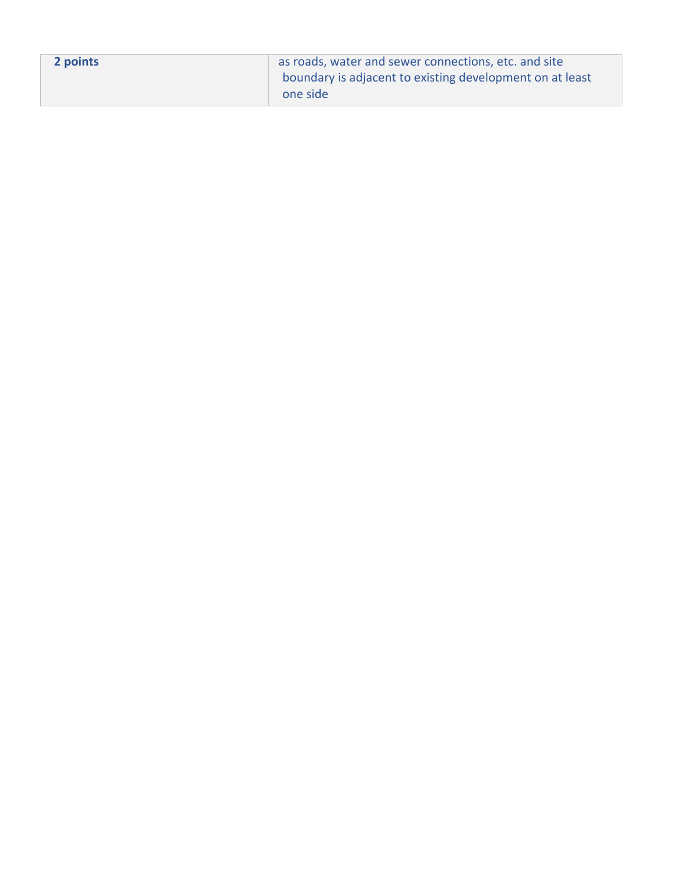| 2 points | as roads, water and sewer connections, etc. and site boundary is adjacent to existing development on at least one side |
| --- | --- |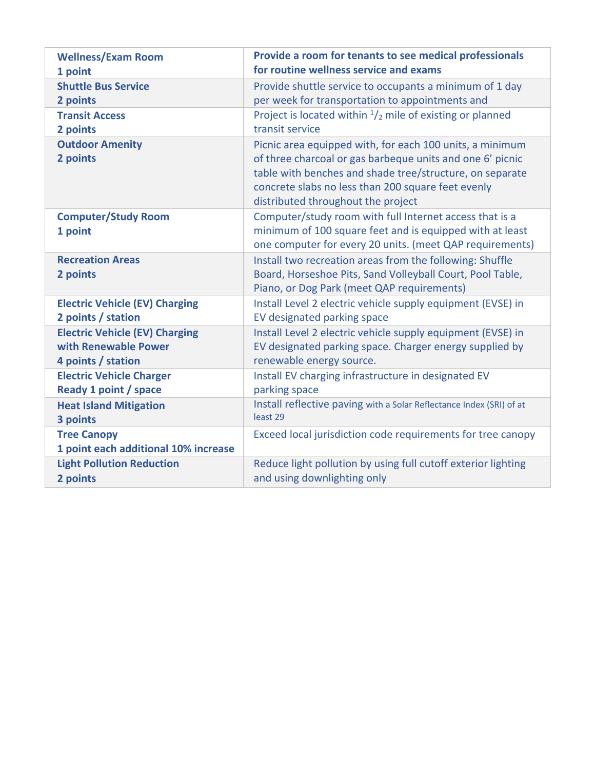| | |
|---|---|
| **Wellness/Exam Room**<br>**1 point** | **Provide a room for tenants to see medical professionals for routine wellness service and exams** |
| **Shuttle Bus Service**<br>**2 points** | Provide shuttle service to occupants a minimum of 1 day per week for transportation to appointments and |
| **Transit Access**<br>**2 points** | Project is located within $^1/_2$ mile of existing or planned transit service |
| **Outdoor Amenity**<br>**2 points** | Picnic area equipped with, for each 100 units, a minimum of three charcoal or gas barbeque units and one 6' picnic table with benches and shade tree/structure, on separate concrete slabs no less than 200 square feet evenly distributed throughout the project |
| **Computer/Study Room**<br>**1 point** | Computer/study room with full Internet access that is a minimum of 100 square feet and is equipped with at least one computer for every 20 units. (meet QAP requirements) |
| **Recreation Areas**<br>**2 points** | Install two recreation areas from the following: Shuffle Board, Horseshoe Pits, Sand Volleyball Court, Pool Table, Piano, or Dog Park (meet QAP requirements) |
| **Electric Vehicle (EV) Charging**<br>**2 points / station** | Install Level 2 electric vehicle supply equipment (EVSE) in EV designated parking space |
| **Electric Vehicle (EV) Charging with Renewable Power**<br>**4 points / station** | Install Level 2 electric vehicle supply equipment (EVSE) in EV designated parking space. Charger energy supplied by renewable energy source. |
| **Electric Vehicle Charger Ready 1 point / space** | Install EV charging infrastructure in designated EV parking space |
| **Heat Island Mitigation**<br>**3 points** | Install reflective paving with a Solar Reflectance Index (SRI) of at least 29 |
| **Tree Canopy**<br>**1 point each additional 10% increase** | Exceed local jurisdiction code requirements for tree canopy |
| **Light Pollution Reduction**<br>**2 points** | Reduce light pollution by using full cutoff exterior lighting and using downlighting only |